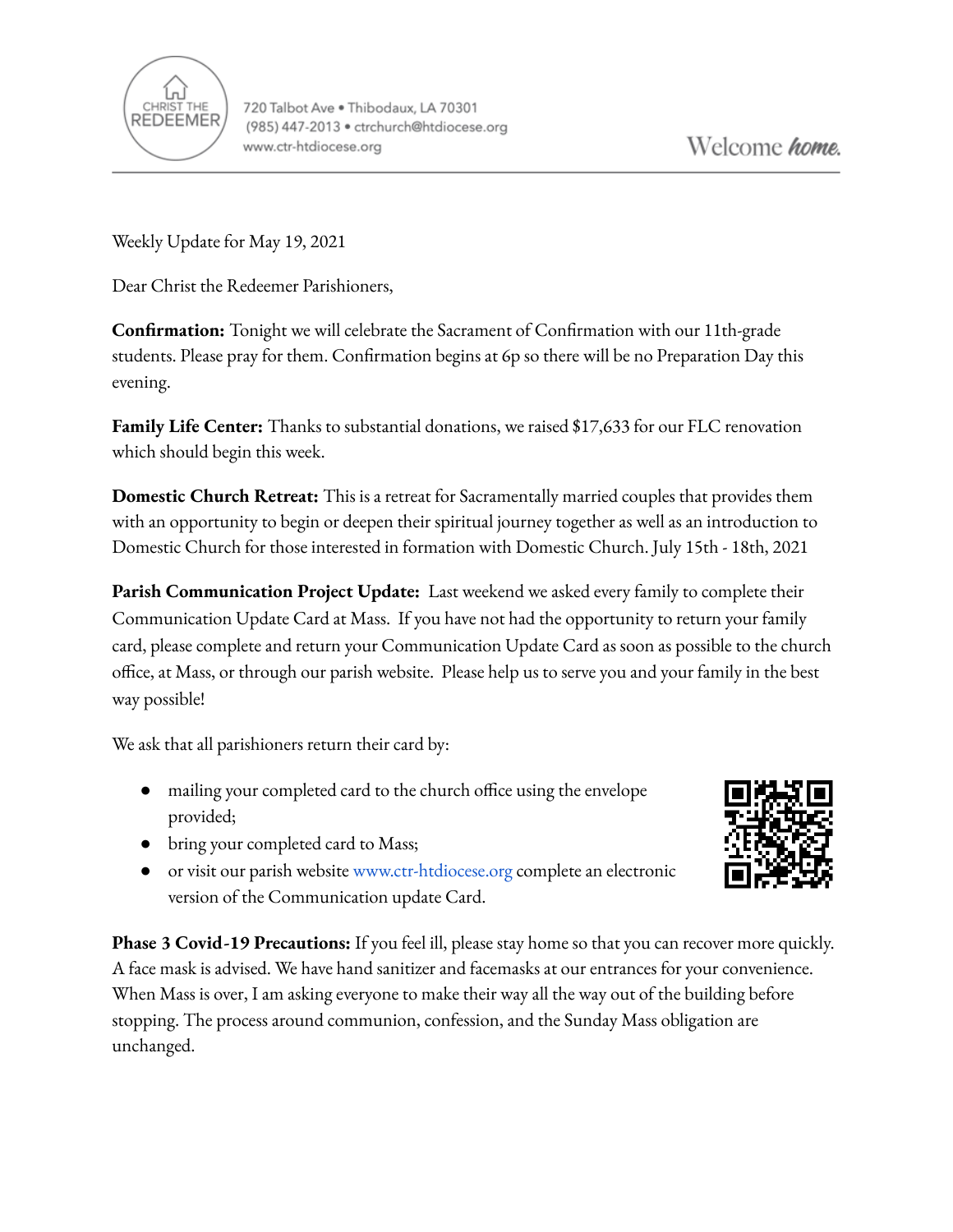CHRIST THE REDEEMER

720 Talbot Ave • Thibodaux, LA 70301
(985) 447-2013 • ctrchurch@htdiocese.org
www.ctr-htdiocese.org

Welcome *home.*

Weekly Update for May 19, 2021

Dear Christ the Redeemer Parishioners,

**Confirmation:** Tonight we will celebrate the Sacrament of Confirmation with our 11th-grade students. Please pray for them. Confirmation begins at 6p so there will be no Preparation Day this evening.

**Family Life Center:** Thanks to substantial donations, we raised $17,633 for our FLC renovation which should begin this week.

**Domestic Church Retreat:** This is a retreat for Sacramentally married couples that provides them with an opportunity to begin or deepen their spiritual journey together as well as an introduction to Domestic Church for those interested in formation with Domestic Church. July 15th - 18th, 2021

**Parish Communication Project Update:** Last weekend we asked every family to complete their Communication Update Card at Mass. If you have not had the opportunity to return your family card, please complete and return your Communication Update Card as soon as possible to the church office, at Mass, or through our parish website. Please help us to serve you and your family in the best way possible!

We ask that all parishioners return their card by:

- mailing your completed card to the church office using the envelope provided;
- bring your completed card to Mass;
- or visit our parish website www.ctr-htdiocese.org complete an electronic version of the Communication update Card.

**Phase 3 Covid-19 Precautions:** If you feel ill, please stay home so that you can recover more quickly. A face mask is advised. We have hand sanitizer and facemasks at our entrances for your convenience. When Mass is over, I am asking everyone to make their way all the way out of the building before stopping. The process around communion, confession, and the Sunday Mass obligation are unchanged.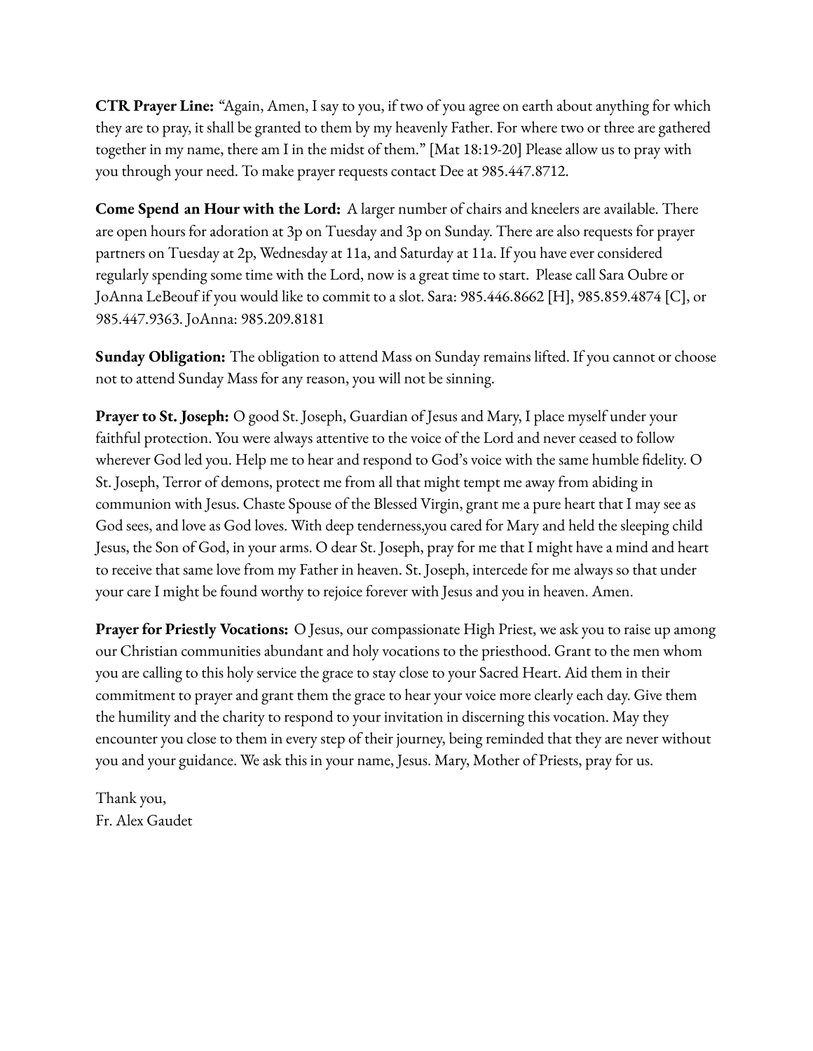**CTR Prayer Line:** "Again, Amen, I say to you, if two of you agree on earth about anything for which they are to pray, it shall be granted to them by my heavenly Father. For where two or three are gathered together in my name, there am I in the midst of them." [Mat 18:19-20] Please allow us to pray with you through your need. To make prayer requests contact Dee at 985.447.8712.

**Come Spend an Hour with the Lord:** A larger number of chairs and kneelers are available. There are open hours for adoration at 3p on Tuesday and 3p on Sunday. There are also requests for prayer partners on Tuesday at 2p, Wednesday at 11a, and Saturday at 11a. If you have ever considered regularly spending some time with the Lord, now is a great time to start. Please call Sara Oubre or JoAnna LeBeouf if you would like to commit to a slot. Sara: 985.446.8662 [H], 985.859.4874 [C], or 985.447.9363. JoAnna: 985.209.8181

**Sunday Obligation:** The obligation to attend Mass on Sunday remains lifted. If you cannot or choose not to attend Sunday Mass for any reason, you will not be sinning.

**Prayer to St. Joseph:** O good St. Joseph, Guardian of Jesus and Mary, I place myself under your faithful protection. You were always attentive to the voice of the Lord and never ceased to follow wherever God led you. Help me to hear and respond to God's voice with the same humble fidelity. O St. Joseph, Terror of demons, protect me from all that might tempt me away from abiding in communion with Jesus. Chaste Spouse of the Blessed Virgin, grant me a pure heart that I may see as God sees, and love as God loves. With deep tenderness,you cared for Mary and held the sleeping child Jesus, the Son of God, in your arms. O dear St. Joseph, pray for me that I might have a mind and heart to receive that same love from my Father in heaven. St. Joseph, intercede for me always so that under your care I might be found worthy to rejoice forever with Jesus and you in heaven. Amen.

**Prayer for Priestly Vocations:** O Jesus, our compassionate High Priest, we ask you to raise up among our Christian communities abundant and holy vocations to the priesthood. Grant to the men whom you are calling to this holy service the grace to stay close to your Sacred Heart. Aid them in their commitment to prayer and grant them the grace to hear your voice more clearly each day. Give them the humility and the charity to respond to your invitation in discerning this vocation. May they encounter you close to them in every step of their journey, being reminded that they are never without you and your guidance. We ask this in your name, Jesus. Mary, Mother of Priests, pray for us.

Thank you,
Fr. Alex Gaudet